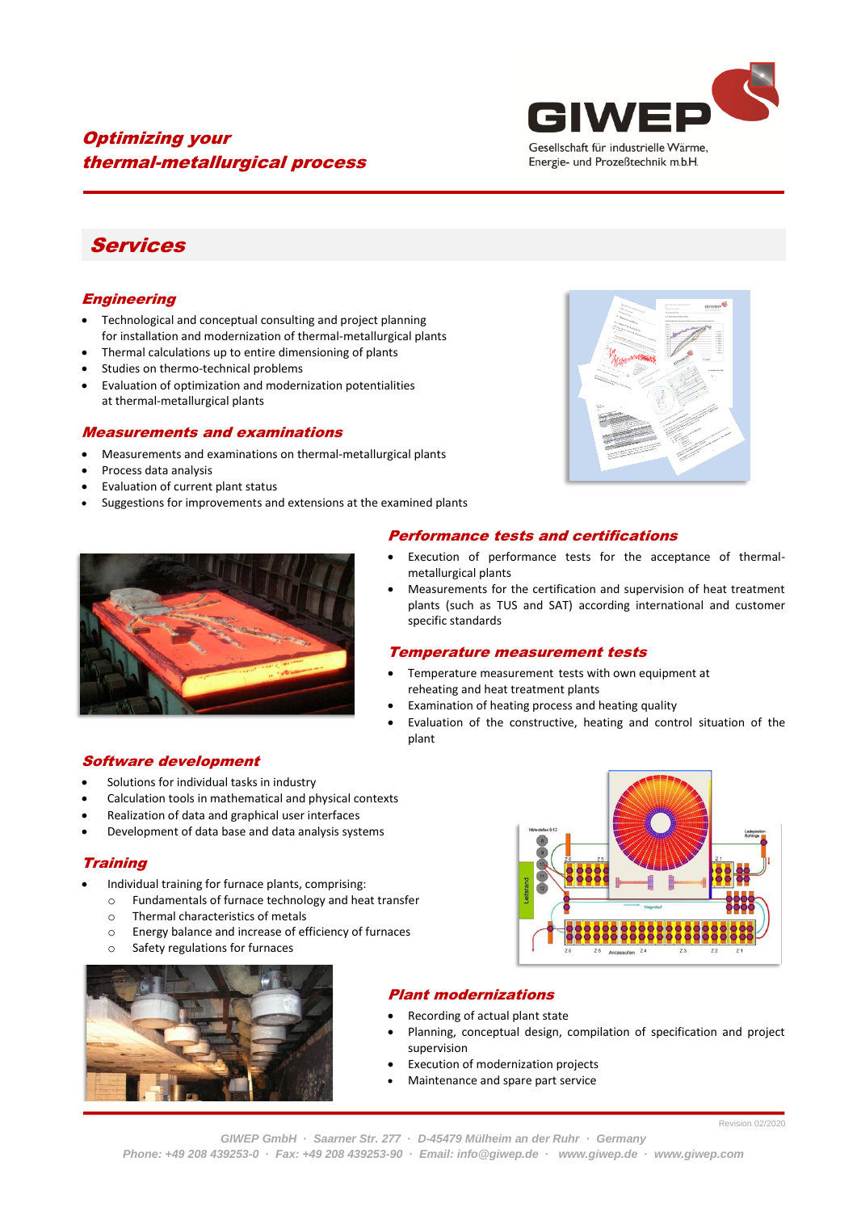# Optimizing your thermal-metallurgical process

**GIWEP**
Gesellschaft für industrielle Wärme, Energie- und Prozeßtechnik m.b.H.

## Services

### Engineering

- Technological and conceptual consulting and project planning for installation and modernization of thermal-metallurgical plants
- Thermal calculations up to entire dimensioning of plants
- Studies on thermo-technical problems
- Evaluation of optimization and modernization potentialities at thermal-metallurgical plants

### Measurements and examinations

- Measurements and examinations on thermal-metallurgical plants
- Process data analysis
- Evaluation of current plant status
- Suggestions for improvements and extensions at the examined plants

### Performance tests and certifications

- Execution of performance tests for the acceptance of thermal-metallurgical plants
- Measurements for the certification and supervision of heat treatment plants (such as TUS and SAT) according international and customer specific standards

### Temperature measurement tests

- Temperature measurement tests with own equipment at reheating and heat treatment plants
- Examination of heating process and heating quality
- Evaluation of the constructive, heating and control situation of the plant

### Software development

- Solutions for individual tasks in industry
- Calculation tools in mathematical and physical contexts
- Realization of data and graphical user interfaces
- Development of data base and data analysis systems

### Training

- Individual training for furnace plants, comprising:
  - Fundamentals of furnace technology and heat transfer
  - Thermal characteristics of metals
  - Energy balance and increase of efficiency of furnaces
  - Safety regulations for furnaces

### Plant modernizations

- Recording of actual plant state
- Planning, conceptual design, compilation of specification and project supervision
- Execution of modernization projects
- Maintenance and spare part service

Revision 02/2020

GIWEP GmbH · Saarner Str. 277 · D-45479 Mülheim an der Ruhr · Germany
Phone: +49 208 439253-0 · Fax: +49 208 439253-90 · Email: info@giwep.de · www.giwep.de · www.giwep.com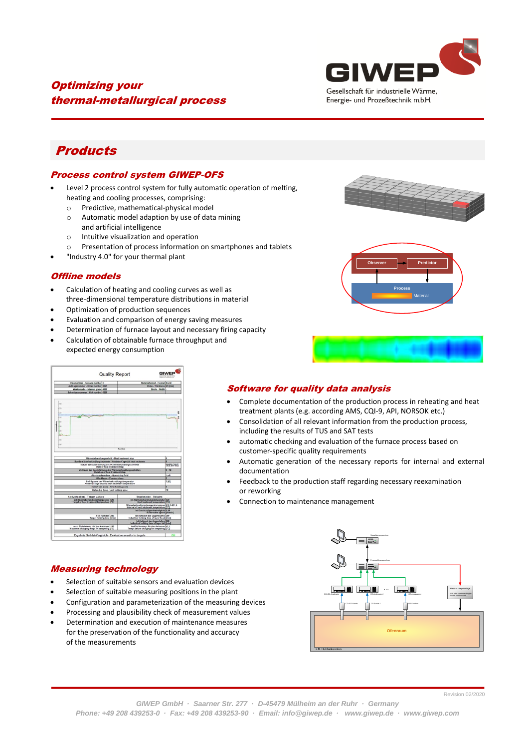*Optimizing your thermal-metallurgical process*

GIWEP

Gesellschaft für industrielle Wärme, Energie- und Prozeßtechnik m.b.H.

# Products

## Process control system GIWEP-OFS

- Level 2 process control system for fully automatic operation of melting, heating and cooling processes, comprising:
  - Predictive, mathematical-physical model
  - Automatic model adaption by use of data mining and artificial intelligence
  - Intuitive visualization and operation
  - Presentation of process information on smartphones and tablets
- "Industry 4.0" for your thermal plant

Observer

Predictor

Process

Material

## Offline models

- Calculation of heating and cooling curves as well as three-dimensional temperature distributions in material
- Optimization of production sequences
- Evaluation and comparison of energy saving measures
- Determination of furnace layout and necessary firing capacity
- Calculation of obtainable furnace throughput and expected energy consumption

## Software for quality data analysis

- Complete documentation of the production process in reheating and heat treatment plants (e.g. according AMS, CQI-9, API, NORSOK etc.)
- Consolidation of all relevant information from the production process, including the results of TUS and SAT tests
- automatic checking and evaluation of the furnace process based on customer-specific quality requirements
- Automatic generation of the necessary reports for internal and external documentation
- Feedback to the production staff regarding necessary reexamination or reworking
- Connection to maintenance management

## Measuring technology

- Selection of suitable sensors and evaluation devices
- Selection of suitable measuring positions in the plant
- Configuration and parameterization of the measuring devices
- Processing and plausibility check of measurement values
- Determination and execution of maintenance measures for the preservation of the functionality and accuracy of the measurements

Ofenraum

z.B. Hubbalkenofen

Revision 02/2020

GIWEP GmbH · Saarner Str. 277 · D-45479 Mülheim an der Ruhr · Germany
Phone: +49 208 439253-0 · Fax: +49 208 439253-90 · Email: info@giwep.de · www.giwep.de · www.giwep.com